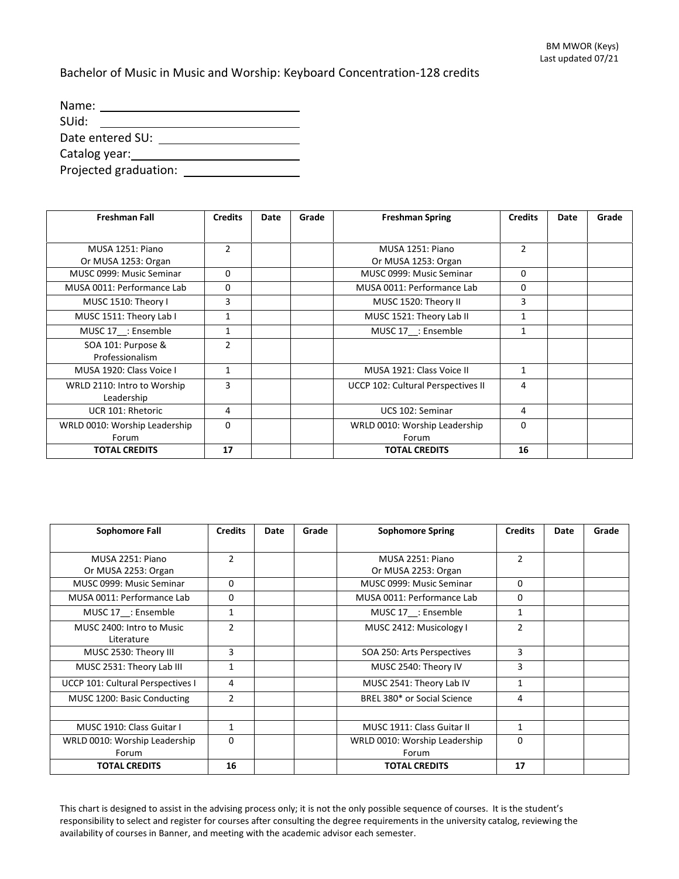BM MWOR (Keys)
Last updated 07/21

# Bachelor of Music in Music and Worship: Keyboard Concentration-128 credits

Name: \_\_\_\_\_\_\_\_\_\_\_\_\_\_\_\_\_\_\_\_

SUid: \_\_\_\_\_\_\_\_\_\_\_\_\_\_\_\_\_\_\_\_

Date entered SU: \_\_\_\_\_\_\_\_\_\_\_\_\_\_\_\_\_\_\_\_

Catalog year: \_\_\_\_\_\_\_\_\_\_\_\_\_\_\_\_\_\_\_\_

Projected graduation: \_\_\_\_\_\_\_\_\_\_\_\_\_\_\_\_\_\_\_\_

| Freshman Fall | Credits | Date | Grade | Freshman Spring | Credits | Date | Grade |
|---|---|---|---|---|---|---|---|
| MUSA 1251: Piano Or MUSA 1253: Organ | 2 | | | MUSA 1251: Piano Or MUSA 1253: Organ | 2 | | |
| MUSC 0999: Music Seminar | 0 | | | MUSC 0999: Music Seminar | 0 | | |
| MUSA 0011: Performance Lab | 0 | | | MUSA 0011: Performance Lab | 0 | | |
| MUSC 1510: Theory I | 3 | | | MUSC 1520: Theory II | 3 | | |
| MUSC 1511: Theory Lab I | 1 | | | MUSC 1521: Theory Lab II | 1 | | |
| MUSC 17__: Ensemble | 1 | | | MUSC 17__: Ensemble | 1 | | |
| SOA 101: Purpose & Professionalism | 2 | | | | | | |
| MUSA 1920: Class Voice I | 1 | | | MUSA 1921: Class Voice II | 1 | | |
| WRLD 2110: Intro to Worship Leadership | 3 | | | UCCP 102: Cultural Perspectives II | 4 | | |
| UCR 101: Rhetoric | 4 | | | UCS 102: Seminar | 4 | | |
| WRLD 0010: Worship Leadership Forum | 0 | | | WRLD 0010: Worship Leadership Forum | 0 | | |
| **TOTAL CREDITS** | **17** | | | **TOTAL CREDITS** | **16** | | |

| Sophomore Fall | Credits | Date | Grade | Sophomore Spring | Credits | Date | Grade |
|---|---|---|---|---|---|---|---|
| MUSA 2251: Piano Or MUSA 2253: Organ | 2 | | | MUSA 2251: Piano Or MUSA 2253: Organ | 2 | | |
| MUSC 0999: Music Seminar | 0 | | | MUSC 0999: Music Seminar | 0 | | |
| MUSA 0011: Performance Lab | 0 | | | MUSA 0011: Performance Lab | 0 | | |
| MUSC 17__: Ensemble | 1 | | | MUSC 17__: Ensemble | 1 | | |
| MUSC 2400: Intro to Music Literature | 2 | | | MUSC 2412: Musicology I | 2 | | |
| MUSC 2530: Theory III | 3 | | | SOA 250: Arts Perspectives | 3 | | |
| MUSC 2531: Theory Lab III | 1 | | | MUSC 2540: Theory IV | 3 | | |
| UCCP 101: Cultural Perspectives I | 4 | | | MUSC 2541: Theory Lab IV | 1 | | |
| MUSC 1200: Basic Conducting | 2 | | | BREL 380* or Social Science | 4 | | |
| | | | | | | | |
| MUSC 1910: Class Guitar I | 1 | | | MUSC 1911: Class Guitar II | 1 | | |
| WRLD 0010: Worship Leadership Forum | 0 | | | WRLD 0010: Worship Leadership Forum | 0 | | |
| **TOTAL CREDITS** | **16** | | | **TOTAL CREDITS** | **17** | | |

This chart is designed to assist in the advising process only; it is not the only possible sequence of courses. It is the student's responsibility to select and register for courses after consulting the degree requirements in the university catalog, reviewing the availability of courses in Banner, and meeting with the academic advisor each semester.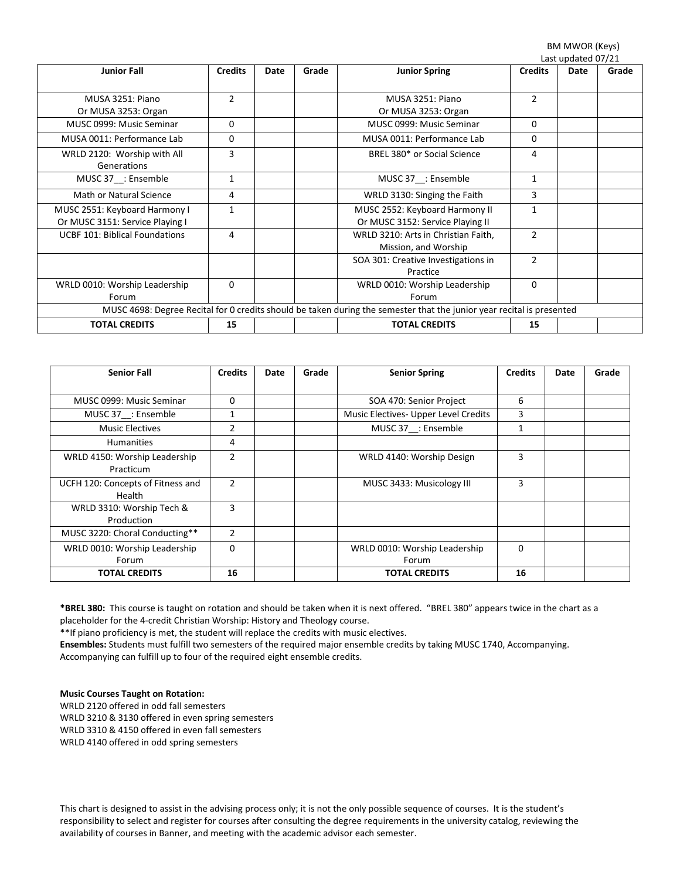BM MWOR (Keys)
Last updated 07/21

| Junior Fall | Credits | Date | Grade | Junior Spring | Credits | Date | Grade |
|---|---|---|---|---|---|---|---|
| MUSA 3251: Piano Or MUSA 3253: Organ | 2 | | | MUSA 3251: Piano Or MUSA 3253: Organ | 2 | | |
| MUSC 0999: Music Seminar | 0 | | | MUSC 0999: Music Seminar | 0 | | |
| MUSA 0011: Performance Lab | 0 | | | MUSA 0011: Performance Lab | 0 | | |
| WRLD 2120: Worship with All Generations | 3 | | | BREL 380* or Social Science | 4 | | |
| MUSC 37__: Ensemble | 1 | | | MUSC 37__: Ensemble | 1 | | |
| Math or Natural Science | 4 | | | WRLD 3130: Singing the Faith | 3 | | |
| MUSC 2551: Keyboard Harmony I Or MUSC 3151: Service Playing I | 1 | | | MUSC 2552: Keyboard Harmony II Or MUSC 3152: Service Playing II | 1 | | |
| UCBF 101: Biblical Foundations | 4 | | | WRLD 3210: Arts in Christian Faith, Mission, and Worship | 2 | | |
| | | | | SOA 301: Creative Investigations in Practice | 2 | | |
| WRLD 0010: Worship Leadership Forum | 0 | | | WRLD 0010: Worship Leadership Forum | 0 | | |
| MUSC 4698: Degree Recital for 0 credits should be taken during the semester that the junior year recital is presented | | | | | | | |
| **TOTAL CREDITS** | **15** | | | **TOTAL CREDITS** | **15** | | |

| Senior Fall | Credits | Date | Grade | Senior Spring | Credits | Date | Grade |
|---|---|---|---|---|---|---|---|
| MUSC 0999: Music Seminar | 0 | | | SOA 470: Senior Project | 6 | | |
| MUSC 37__: Ensemble | 1 | | | Music Electives- Upper Level Credits | 3 | | |
| Music Electives | 2 | | | MUSC 37__: Ensemble | 1 | | |
| Humanities | 4 | | | | | | |
| WRLD 4150: Worship Leadership Practicum | 2 | | | WRLD 4140: Worship Design | 3 | | |
| UCFH 120: Concepts of Fitness and Health | 2 | | | MUSC 3433: Musicology III | 3 | | |
| WRLD 3310: Worship Tech & Production | 3 | | | | | | |
| MUSC 3220: Choral Conducting** | 2 | | | | | | |
| WRLD 0010: Worship Leadership Forum | 0 | | | WRLD 0010: Worship Leadership Forum | 0 | | |
| **TOTAL CREDITS** | **16** | | | **TOTAL CREDITS** | **16** | | |

***BREL 380:** This course is taught on rotation and should be taken when it is next offered. "BREL 380" appears twice in the chart as a placeholder for the 4-credit Christian Worship: History and Theology course.
**If piano proficiency is met, the student will replace the credits with music electives.
**Ensembles:** Students must fulfill two semesters of the required major ensemble credits by taking MUSC 1740, Accompanying. Accompanying can fulfill up to four of the required eight ensemble credits.

**Music Courses Taught on Rotation:**
WRLD 2120 offered in odd fall semesters
WRLD 3210 & 3130 offered in even spring semesters
WRLD 3310 & 4150 offered in even fall semesters
WRLD 4140 offered in odd spring semesters

This chart is designed to assist in the advising process only; it is not the only possible sequence of courses. It is the student's responsibility to select and register for courses after consulting the degree requirements in the university catalog, reviewing the availability of courses in Banner, and meeting with the academic advisor each semester.